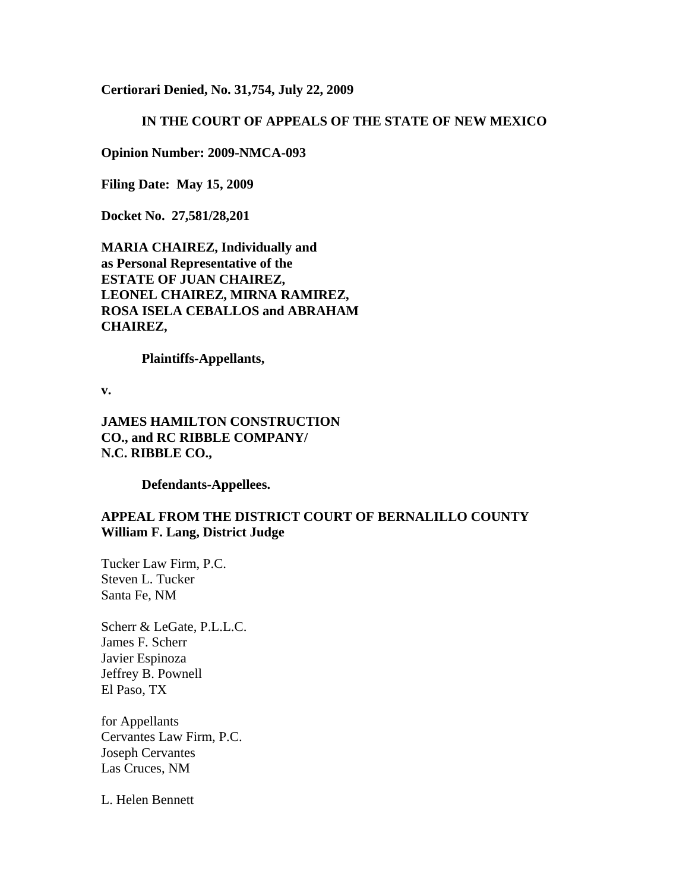**Certiorari Denied, No. 31,754, July 22, 2009**

**IN THE COURT OF APPEALS OF THE STATE OF NEW MEXICO**

**Opinion Number: 2009-NMCA-093**

**Filing Date: May 15, 2009**

**Docket No. 27,581/28,201**

**MARIA CHAIREZ, Individually and as Personal Representative of the ESTATE OF JUAN CHAIREZ, LEONEL CHAIREZ, MIRNA RAMIREZ, ROSA ISELA CEBALLOS and ABRAHAM CHAIREZ,**

**Plaintiffs-Appellants,**

**v.**

**JAMES HAMILTON CONSTRUCTION CO., and RC RIBBLE COMPANY/ N.C. RIBBLE CO.,**

**Defendants-Appellees.**

**APPEAL FROM THE DISTRICT COURT OF BERNALILLO COUNTY**
**William F. Lang, District Judge**

Tucker Law Firm, P.C.
Steven L. Tucker
Santa Fe, NM

Scherr & LeGate, P.L.L.C.
James F. Scherr
Javier Espinoza
Jeffrey B. Pownell
El Paso, TX

for Appellants

Cervantes Law Firm, P.C.
Joseph Cervantes
Las Cruces, NM

L. Helen Bennett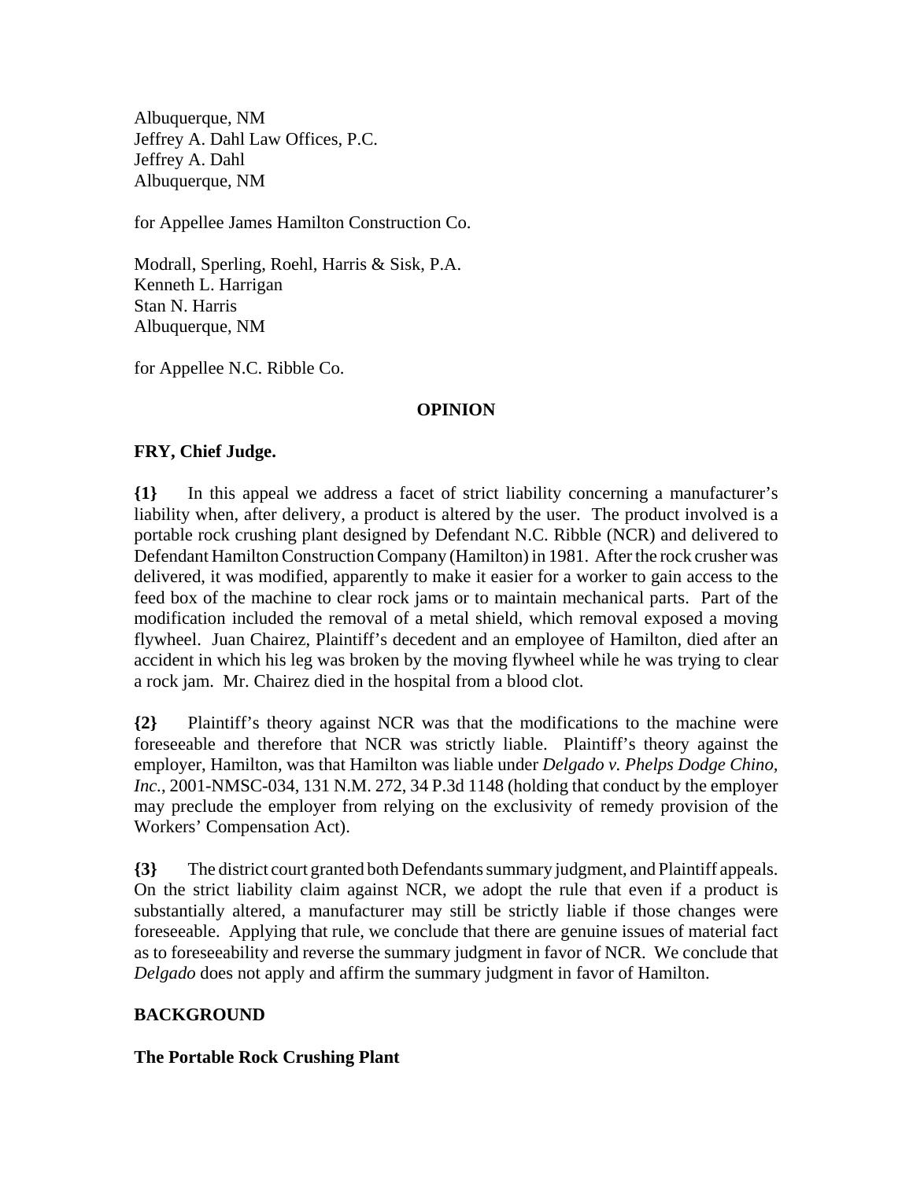Albuquerque, NM
Jeffrey A. Dahl Law Offices, P.C.
Jeffrey A. Dahl
Albuquerque, NM

for Appellee James Hamilton Construction Co.

Modrall, Sperling, Roehl, Harris & Sisk, P.A.
Kenneth L. Harrigan
Stan N. Harris
Albuquerque, NM

for Appellee N.C. Ribble Co.

**OPINION**

**FRY, Chief Judge.**

**{1}** In this appeal we address a facet of strict liability concerning a manufacturer's liability when, after delivery, a product is altered by the user. The product involved is a portable rock crushing plant designed by Defendant N.C. Ribble (NCR) and delivered to Defendant Hamilton Construction Company (Hamilton) in 1981. After the rock crusher was delivered, it was modified, apparently to make it easier for a worker to gain access to the feed box of the machine to clear rock jams or to maintain mechanical parts. Part of the modification included the removal of a metal shield, which removal exposed a moving flywheel. Juan Chairez, Plaintiff's decedent and an employee of Hamilton, died after an accident in which his leg was broken by the moving flywheel while he was trying to clear a rock jam. Mr. Chairez died in the hospital from a blood clot.

**{2}** Plaintiff's theory against NCR was that the modifications to the machine were foreseeable and therefore that NCR was strictly liable. Plaintiff's theory against the employer, Hamilton, was that Hamilton was liable under *Delgado v. Phelps Dodge Chino, Inc.*, 2001-NMSC-034, 131 N.M. 272, 34 P.3d 1148 (holding that conduct by the employer may preclude the employer from relying on the exclusivity of remedy provision of the Workers' Compensation Act).

**{3}** The district court granted both Defendants summary judgment, and Plaintiff appeals. On the strict liability claim against NCR, we adopt the rule that even if a product is substantially altered, a manufacturer may still be strictly liable if those changes were foreseeable. Applying that rule, we conclude that there are genuine issues of material fact as to foreseeability and reverse the summary judgment in favor of NCR. We conclude that *Delgado* does not apply and affirm the summary judgment in favor of Hamilton.

## BACKGROUND

### The Portable Rock Crushing Plant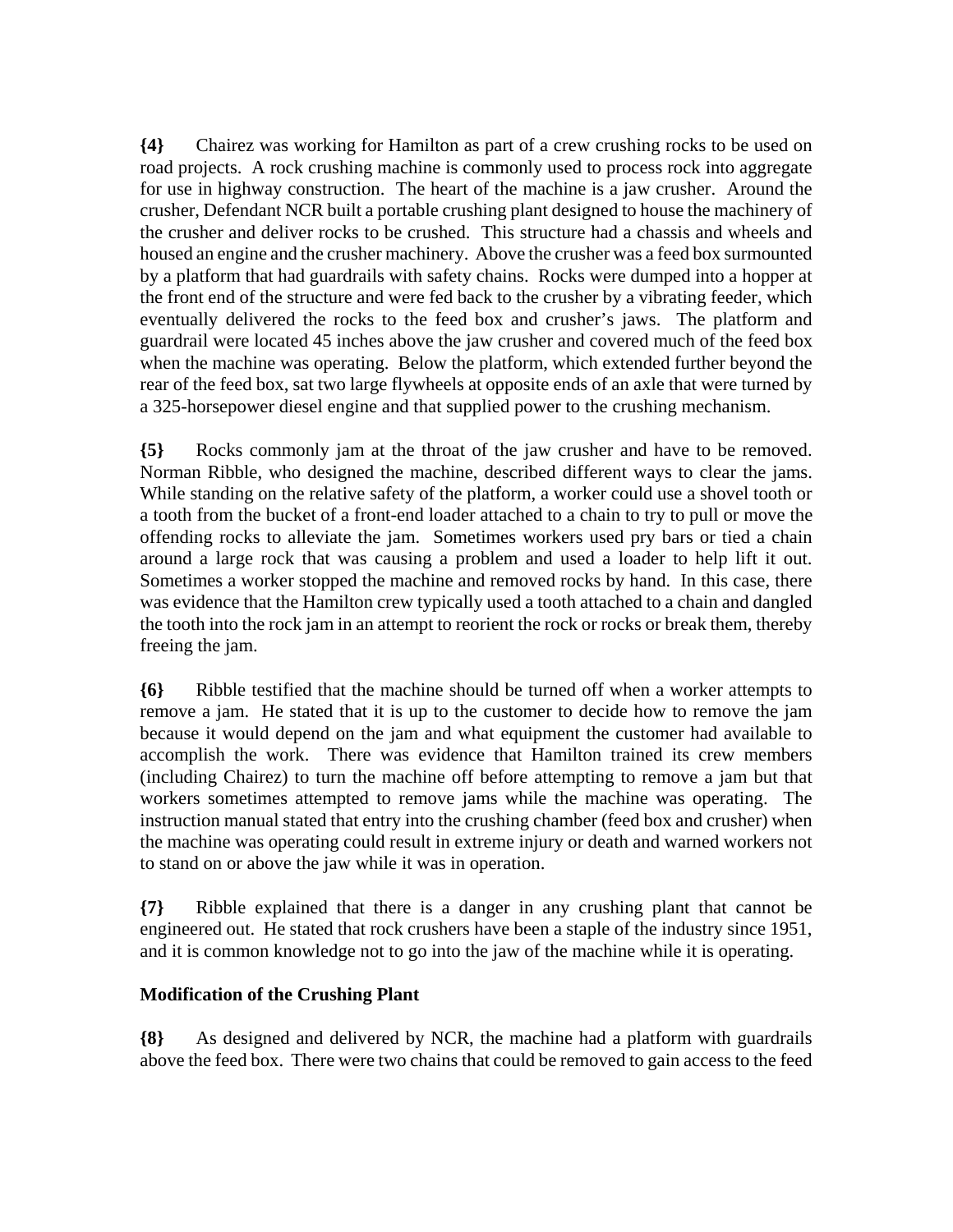**{4}** Chairez was working for Hamilton as part of a crew crushing rocks to be used on road projects. A rock crushing machine is commonly used to process rock into aggregate for use in highway construction. The heart of the machine is a jaw crusher. Around the crusher, Defendant NCR built a portable crushing plant designed to house the machinery of the crusher and deliver rocks to be crushed. This structure had a chassis and wheels and housed an engine and the crusher machinery. Above the crusher was a feed box surmounted by a platform that had guardrails with safety chains. Rocks were dumped into a hopper at the front end of the structure and were fed back to the crusher by a vibrating feeder, which eventually delivered the rocks to the feed box and crusher's jaws. The platform and guardrail were located 45 inches above the jaw crusher and covered much of the feed box when the machine was operating. Below the platform, which extended further beyond the rear of the feed box, sat two large flywheels at opposite ends of an axle that were turned by a 325-horsepower diesel engine and that supplied power to the crushing mechanism.

**{5}** Rocks commonly jam at the throat of the jaw crusher and have to be removed. Norman Ribble, who designed the machine, described different ways to clear the jams. While standing on the relative safety of the platform, a worker could use a shovel tooth or a tooth from the bucket of a front-end loader attached to a chain to try to pull or move the offending rocks to alleviate the jam. Sometimes workers used pry bars or tied a chain around a large rock that was causing a problem and used a loader to help lift it out. Sometimes a worker stopped the machine and removed rocks by hand. In this case, there was evidence that the Hamilton crew typically used a tooth attached to a chain and dangled the tooth into the rock jam in an attempt to reorient the rock or rocks or break them, thereby freeing the jam.

**{6}** Ribble testified that the machine should be turned off when a worker attempts to remove a jam. He stated that it is up to the customer to decide how to remove the jam because it would depend on the jam and what equipment the customer had available to accomplish the work. There was evidence that Hamilton trained its crew members (including Chairez) to turn the machine off before attempting to remove a jam but that workers sometimes attempted to remove jams while the machine was operating. The instruction manual stated that entry into the crushing chamber (feed box and crusher) when the machine was operating could result in extreme injury or death and warned workers not to stand on or above the jaw while it was in operation.

**{7}** Ribble explained that there is a danger in any crushing plant that cannot be engineered out. He stated that rock crushers have been a staple of the industry since 1951, and it is common knowledge not to go into the jaw of the machine while it is operating.

**Modification of the Crushing Plant**

**{8}** As designed and delivered by NCR, the machine had a platform with guardrails above the feed box. There were two chains that could be removed to gain access to the feed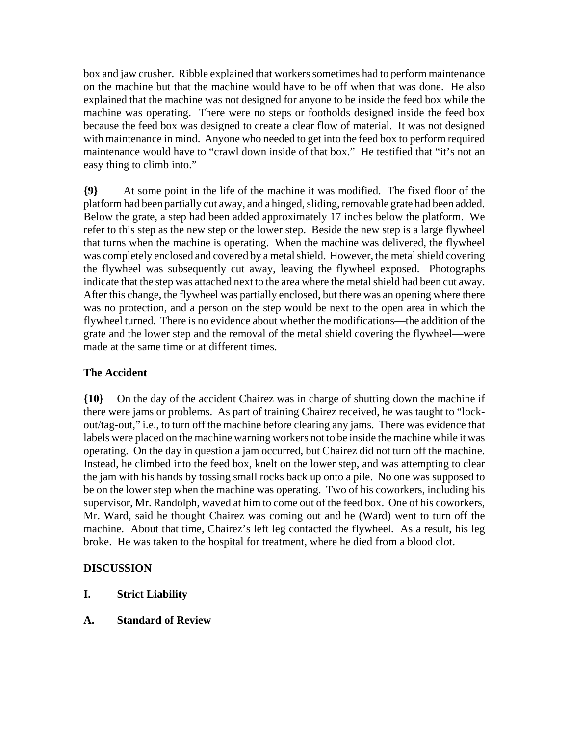box and jaw crusher. Ribble explained that workers sometimes had to perform maintenance on the machine but that the machine would have to be off when that was done. He also explained that the machine was not designed for anyone to be inside the feed box while the machine was operating. There were no steps or footholds designed inside the feed box because the feed box was designed to create a clear flow of material. It was not designed with maintenance in mind. Anyone who needed to get into the feed box to perform required maintenance would have to "crawl down inside of that box." He testified that "it's not an easy thing to climb into."

**{9}** At some point in the life of the machine it was modified. The fixed floor of the platform had been partially cut away, and a hinged, sliding, removable grate had been added. Below the grate, a step had been added approximately 17 inches below the platform. We refer to this step as the new step or the lower step. Beside the new step is a large flywheel that turns when the machine is operating. When the machine was delivered, the flywheel was completely enclosed and covered by a metal shield. However, the metal shield covering the flywheel was subsequently cut away, leaving the flywheel exposed. Photographs indicate that the step was attached next to the area where the metal shield had been cut away. After this change, the flywheel was partially enclosed, but there was an opening where there was no protection, and a person on the step would be next to the open area in which the flywheel turned. There is no evidence about whether the modifications—the addition of the grate and the lower step and the removal of the metal shield covering the flywheel—were made at the same time or at different times.

### The Accident

**{10}** On the day of the accident Chairez was in charge of shutting down the machine if there were jams or problems. As part of training Chairez received, he was taught to "lock-out/tag-out," i.e., to turn off the machine before clearing any jams. There was evidence that labels were placed on the machine warning workers not to be inside the machine while it was operating. On the day in question a jam occurred, but Chairez did not turn off the machine. Instead, he climbed into the feed box, knelt on the lower step, and was attempting to clear the jam with his hands by tossing small rocks back up onto a pile. No one was supposed to be on the lower step when the machine was operating. Two of his coworkers, including his supervisor, Mr. Randolph, waved at him to come out of the feed box. One of his coworkers, Mr. Ward, said he thought Chairez was coming out and he (Ward) went to turn off the machine. About that time, Chairez's left leg contacted the flywheel. As a result, his leg broke. He was taken to the hospital for treatment, where he died from a blood clot.

## DISCUSSION

### I. Strict Liability

### A. Standard of Review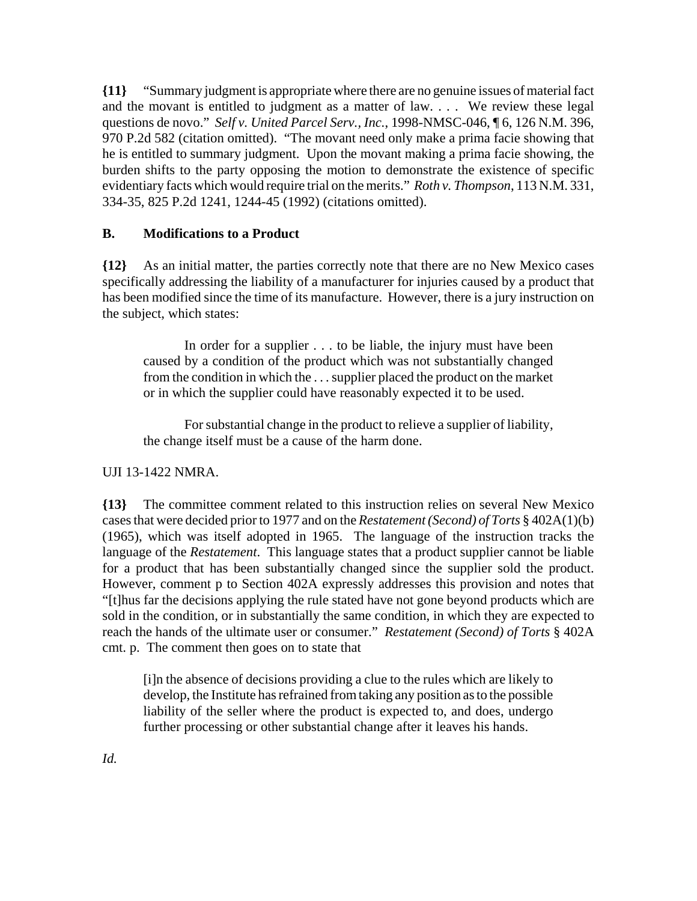**{11}** "Summary judgment is appropriate where there are no genuine issues of material fact and the movant is entitled to judgment as a matter of law. . . . We review these legal questions de novo." *Self v. United Parcel Serv., Inc.*, 1998-NMSC-046, ¶ 6, 126 N.M. 396, 970 P.2d 582 (citation omitted). "The movant need only make a prima facie showing that he is entitled to summary judgment. Upon the movant making a prima facie showing, the burden shifts to the party opposing the motion to demonstrate the existence of specific evidentiary facts which would require trial on the merits." *Roth v. Thompson*, 113 N.M. 331, 334-35, 825 P.2d 1241, 1244-45 (1992) (citations omitted).

### B. Modifications to a Product

**{12}** As an initial matter, the parties correctly note that there are no New Mexico cases specifically addressing the liability of a manufacturer for injuries caused by a product that has been modified since the time of its manufacture. However, there is a jury instruction on the subject, which states:

> In order for a supplier . . . to be liable, the injury must have been caused by a condition of the product which was not substantially changed from the condition in which the . . . supplier placed the product on the market or in which the supplier could have reasonably expected it to be used.
>
> For substantial change in the product to relieve a supplier of liability, the change itself must be a cause of the harm done.

UJI 13-1422 NMRA.

**{13}** The committee comment related to this instruction relies on several New Mexico cases that were decided prior to 1977 and on the *Restatement (Second) of Torts* § 402A(1)(b) (1965), which was itself adopted in 1965. The language of the instruction tracks the language of the *Restatement*. This language states that a product supplier cannot be liable for a product that has been substantially changed since the supplier sold the product. However, comment p to Section 402A expressly addresses this provision and notes that "[t]hus far the decisions applying the rule stated have not gone beyond products which are sold in the condition, or in substantially the same condition, in which they are expected to reach the hands of the ultimate user or consumer." *Restatement (Second) of Torts* § 402A cmt. p. The comment then goes on to state that

> [i]n the absence of decisions providing a clue to the rules which are likely to develop, the Institute has refrained from taking any position as to the possible liability of the seller where the product is expected to, and does, undergo further processing or other substantial change after it leaves his hands.

*Id.*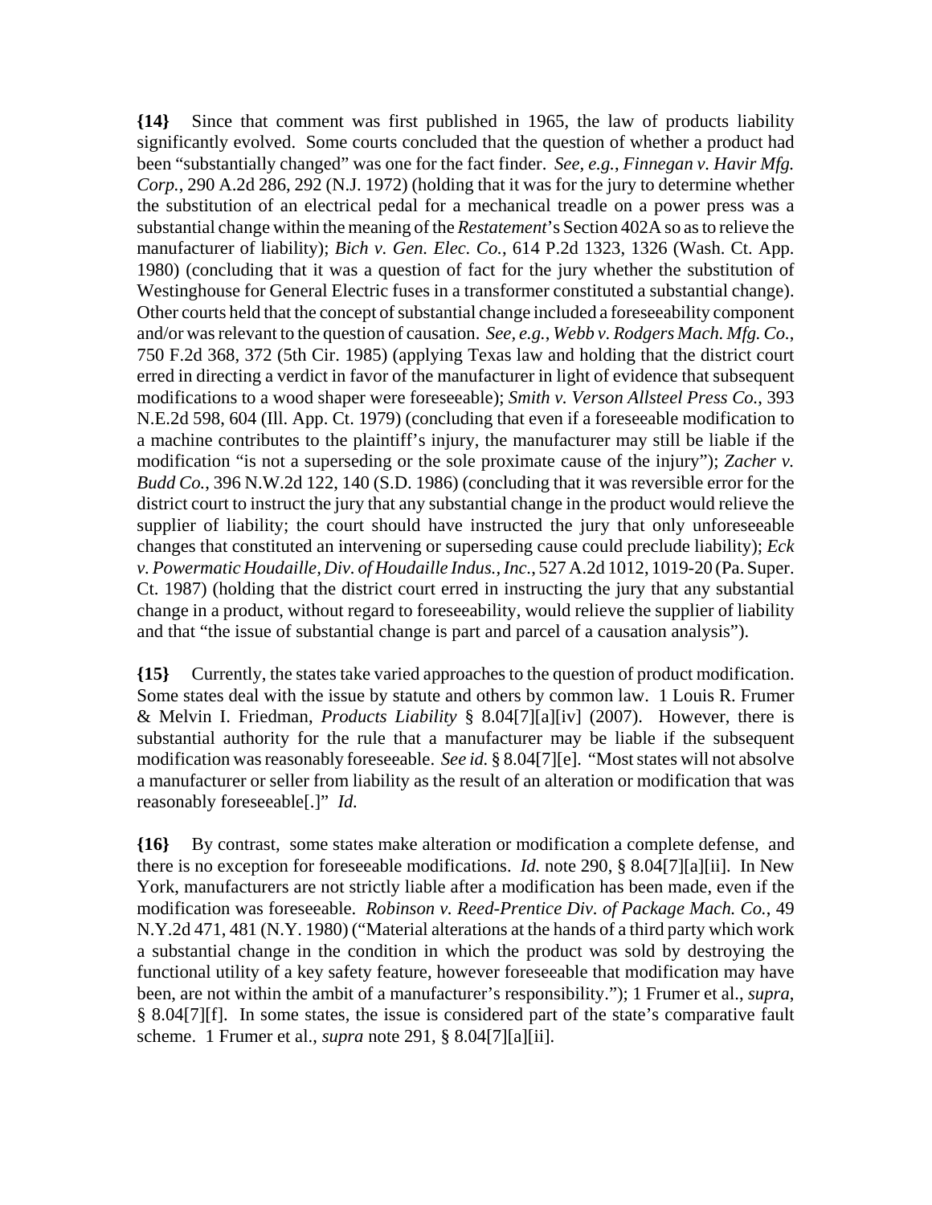**{14}** Since that comment was first published in 1965, the law of products liability significantly evolved. Some courts concluded that the question of whether a product had been "substantially changed" was one for the fact finder. *See, e.g.*, *Finnegan v. Havir Mfg. Corp.*, 290 A.2d 286, 292 (N.J. 1972) (holding that it was for the jury to determine whether the substitution of an electrical pedal for a mechanical treadle on a power press was a substantial change within the meaning of the *Restatement*'s Section 402A so as to relieve the manufacturer of liability); *Bich v. Gen. Elec. Co.*, 614 P.2d 1323, 1326 (Wash. Ct. App. 1980) (concluding that it was a question of fact for the jury whether the substitution of Westinghouse for General Electric fuses in a transformer constituted a substantial change). Other courts held that the concept of substantial change included a foreseeability component and/or was relevant to the question of causation. *See, e.g.*, *Webb v. Rodgers Mach. Mfg. Co.*, 750 F.2d 368, 372 (5th Cir. 1985) (applying Texas law and holding that the district court erred in directing a verdict in favor of the manufacturer in light of evidence that subsequent modifications to a wood shaper were foreseeable); *Smith v. Verson Allsteel Press Co.*, 393 N.E.2d 598, 604 (Ill. App. Ct. 1979) (concluding that even if a foreseeable modification to a machine contributes to the plaintiff's injury, the manufacturer may still be liable if the modification "is not a superseding or the sole proximate cause of the injury"); *Zacher v. Budd Co.*, 396 N.W.2d 122, 140 (S.D. 1986) (concluding that it was reversible error for the district court to instruct the jury that any substantial change in the product would relieve the supplier of liability; the court should have instructed the jury that only unforeseeable changes that constituted an intervening or superseding cause could preclude liability); *Eck v. Powermatic Houdaille, Div. of Houdaille Indus., Inc.*, 527 A.2d 1012, 1019-20 (Pa. Super. Ct. 1987) (holding that the district court erred in instructing the jury that any substantial change in a product, without regard to foreseeability, would relieve the supplier of liability and that "the issue of substantial change is part and parcel of a causation analysis").

**{15}** Currently, the states take varied approaches to the question of product modification. Some states deal with the issue by statute and others by common law. 1 Louis R. Frumer & Melvin I. Friedman, *Products Liability* § 8.04[7][a][iv] (2007). However, there is substantial authority for the rule that a manufacturer may be liable if the subsequent modification was reasonably foreseeable. *See id.* § 8.04[7][e]. "Most states will not absolve a manufacturer or seller from liability as the result of an alteration or modification that was reasonably foreseeable[.]" *Id.*

**{16}** By contrast, some states make alteration or modification a complete defense, and there is no exception for foreseeable modifications. *Id.* note 290, § 8.04[7][a][ii]. In New York, manufacturers are not strictly liable after a modification has been made, even if the modification was foreseeable. *Robinson v. Reed-Prentice Div. of Package Mach. Co.*, 49 N.Y.2d 471, 481 (N.Y. 1980) ("Material alterations at the hands of a third party which work a substantial change in the condition in which the product was sold by destroying the functional utility of a key safety feature, however foreseeable that modification may have been, are not within the ambit of a manufacturer's responsibility."); 1 Frumer et al., *supra*, § 8.04[7][f]. In some states, the issue is considered part of the state's comparative fault scheme. 1 Frumer et al., *supra* note 291, § 8.04[7][a][ii].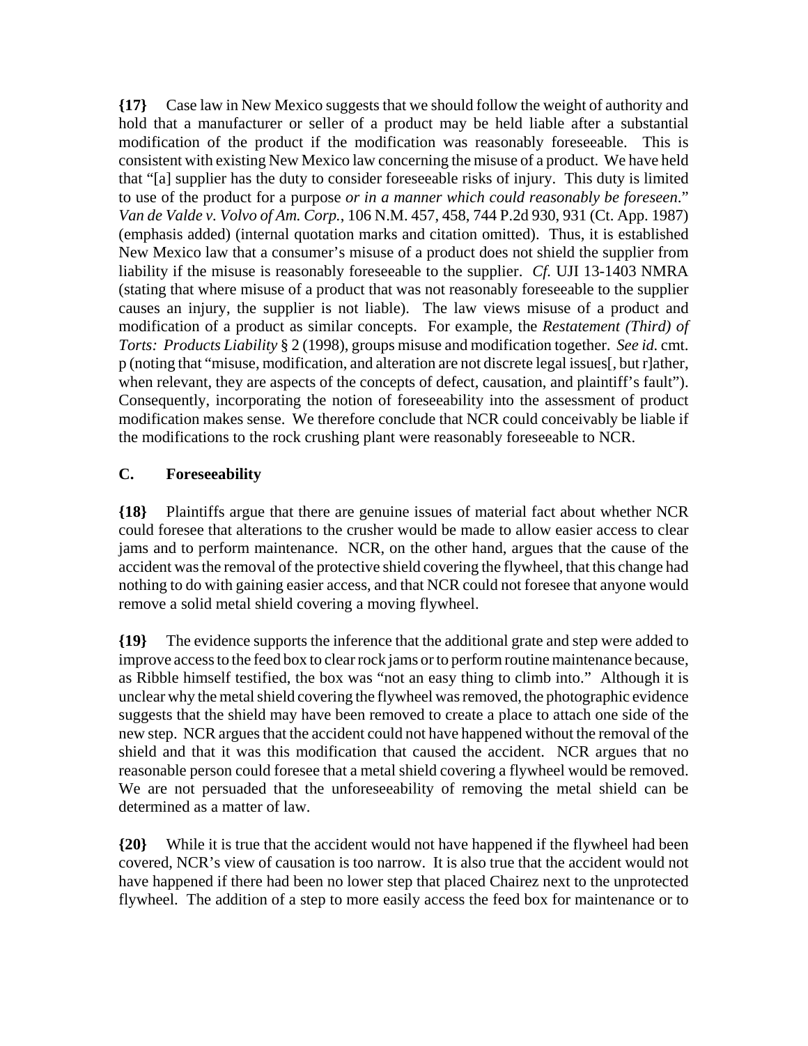**{17}** Case law in New Mexico suggests that we should follow the weight of authority and hold that a manufacturer or seller of a product may be held liable after a substantial modification of the product if the modification was reasonably foreseeable. This is consistent with existing New Mexico law concerning the misuse of a product. We have held that "[a] supplier has the duty to consider foreseeable risks of injury. This duty is limited to use of the product for a purpose *or in a manner which could reasonably be foreseen*." *Van de Valde v. Volvo of Am. Corp.*, 106 N.M. 457, 458, 744 P.2d 930, 931 (Ct. App. 1987) (emphasis added) (internal quotation marks and citation omitted). Thus, it is established New Mexico law that a consumer's misuse of a product does not shield the supplier from liability if the misuse is reasonably foreseeable to the supplier. *Cf.* UJI 13-1403 NMRA (stating that where misuse of a product that was not reasonably foreseeable to the supplier causes an injury, the supplier is not liable). The law views misuse of a product and modification of a product as similar concepts. For example, the *Restatement (Third) of Torts: Products Liability* § 2 (1998), groups misuse and modification together. *See id.* cmt. p (noting that "misuse, modification, and alteration are not discrete legal issues[, but r]ather, when relevant, they are aspects of the concepts of defect, causation, and plaintiff's fault"). Consequently, incorporating the notion of foreseeability into the assessment of product modification makes sense. We therefore conclude that NCR could conceivably be liable if the modifications to the rock crushing plant were reasonably foreseeable to NCR.

## C. Foreseeability

**{18}** Plaintiffs argue that there are genuine issues of material fact about whether NCR could foresee that alterations to the crusher would be made to allow easier access to clear jams and to perform maintenance. NCR, on the other hand, argues that the cause of the accident was the removal of the protective shield covering the flywheel, that this change had nothing to do with gaining easier access, and that NCR could not foresee that anyone would remove a solid metal shield covering a moving flywheel.

**{19}** The evidence supports the inference that the additional grate and step were added to improve access to the feed box to clear rock jams or to perform routine maintenance because, as Ribble himself testified, the box was "not an easy thing to climb into." Although it is unclear why the metal shield covering the flywheel was removed, the photographic evidence suggests that the shield may have been removed to create a place to attach one side of the new step. NCR argues that the accident could not have happened without the removal of the shield and that it was this modification that caused the accident. NCR argues that no reasonable person could foresee that a metal shield covering a flywheel would be removed. We are not persuaded that the unforeseeability of removing the metal shield can be determined as a matter of law.

**{20}** While it is true that the accident would not have happened if the flywheel had been covered, NCR's view of causation is too narrow. It is also true that the accident would not have happened if there had been no lower step that placed Chairez next to the unprotected flywheel. The addition of a step to more easily access the feed box for maintenance or to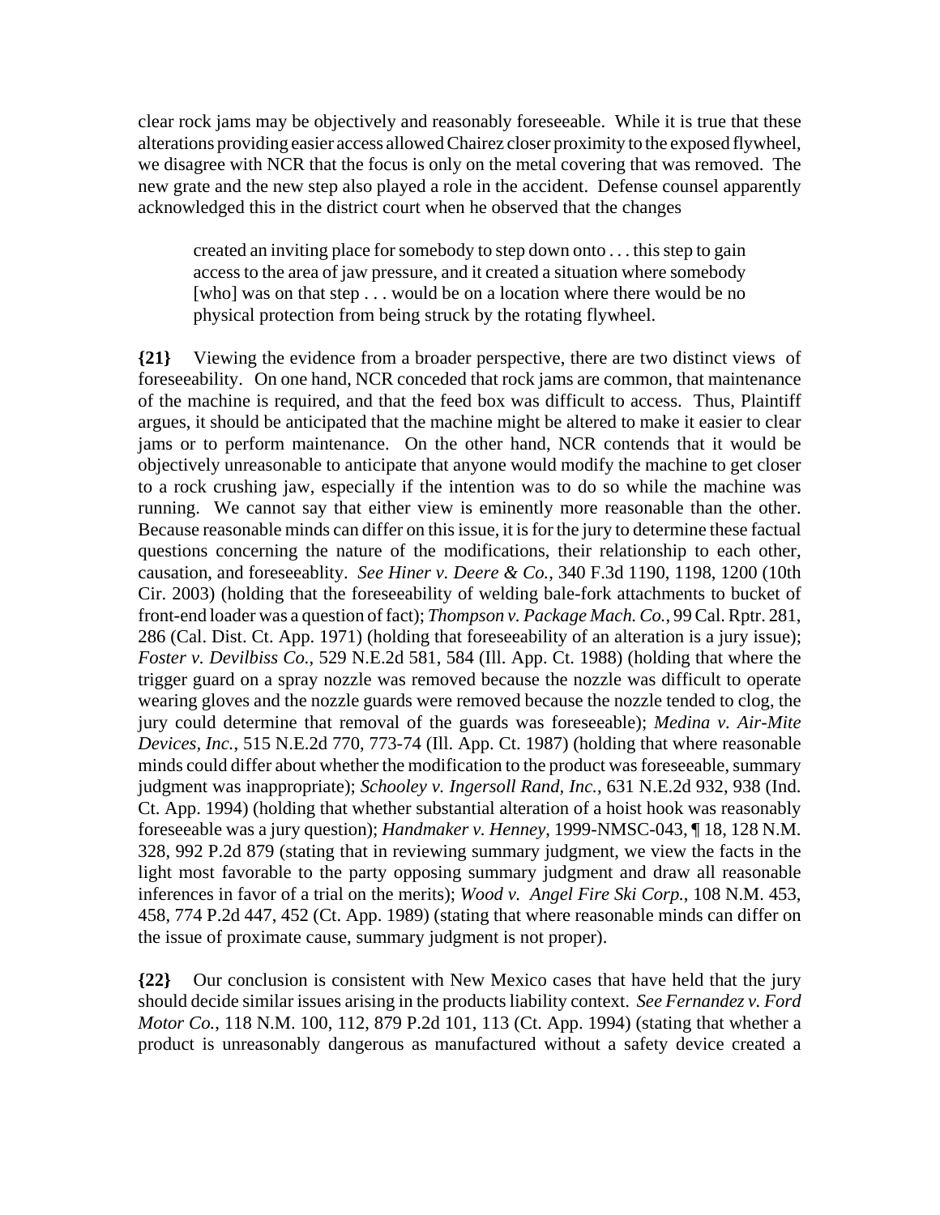clear rock jams may be objectively and reasonably foreseeable. While it is true that these alterations providing easier access allowed Chairez closer proximity to the exposed flywheel, we disagree with NCR that the focus is only on the metal covering that was removed. The new grate and the new step also played a role in the accident. Defense counsel apparently acknowledged this in the district court when he observed that the changes

> created an inviting place for somebody to step down onto . . . this step to gain access to the area of jaw pressure, and it created a situation where somebody [who] was on that step . . . would be on a location where there would be no physical protection from being struck by the rotating flywheel.

**{21}** Viewing the evidence from a broader perspective, there are two distinct views of foreseeability. On one hand, NCR conceded that rock jams are common, that maintenance of the machine is required, and that the feed box was difficult to access. Thus, Plaintiff argues, it should be anticipated that the machine might be altered to make it easier to clear jams or to perform maintenance. On the other hand, NCR contends that it would be objectively unreasonable to anticipate that anyone would modify the machine to get closer to a rock crushing jaw, especially if the intention was to do so while the machine was running. We cannot say that either view is eminently more reasonable than the other. Because reasonable minds can differ on this issue, it is for the jury to determine these factual questions concerning the nature of the modifications, their relationship to each other, causation, and foreseeablity. *See Hiner v. Deere & Co.*, 340 F.3d 1190, 1198, 1200 (10th Cir. 2003) (holding that the foreseeability of welding bale-fork attachments to bucket of front-end loader was a question of fact); *Thompson v. Package Mach. Co.*, 99 Cal. Rptr. 281, 286 (Cal. Dist. Ct. App. 1971) (holding that foreseeability of an alteration is a jury issue); *Foster v. Devilbiss Co.*, 529 N.E.2d 581, 584 (Ill. App. Ct. 1988) (holding that where the trigger guard on a spray nozzle was removed because the nozzle was difficult to operate wearing gloves and the nozzle guards were removed because the nozzle tended to clog, the jury could determine that removal of the guards was foreseeable); *Medina v. Air-Mite Devices, Inc.*, 515 N.E.2d 770, 773-74 (Ill. App. Ct. 1987) (holding that where reasonable minds could differ about whether the modification to the product was foreseeable, summary judgment was inappropriate); *Schooley v. Ingersoll Rand, Inc.*, 631 N.E.2d 932, 938 (Ind. Ct. App. 1994) (holding that whether substantial alteration of a hoist hook was reasonably foreseeable was a jury question); *Handmaker v. Henney*, 1999-NMSC-043, ¶ 18, 128 N.M. 328, 992 P.2d 879 (stating that in reviewing summary judgment, we view the facts in the light most favorable to the party opposing summary judgment and draw all reasonable inferences in favor of a trial on the merits); *Wood v. Angel Fire Ski Corp.*, 108 N.M. 453, 458, 774 P.2d 447, 452 (Ct. App. 1989) (stating that where reasonable minds can differ on the issue of proximate cause, summary judgment is not proper).

**{22}** Our conclusion is consistent with New Mexico cases that have held that the jury should decide similar issues arising in the products liability context. *See Fernandez v. Ford Motor Co.*, 118 N.M. 100, 112, 879 P.2d 101, 113 (Ct. App. 1994) (stating that whether a product is unreasonably dangerous as manufactured without a safety device created a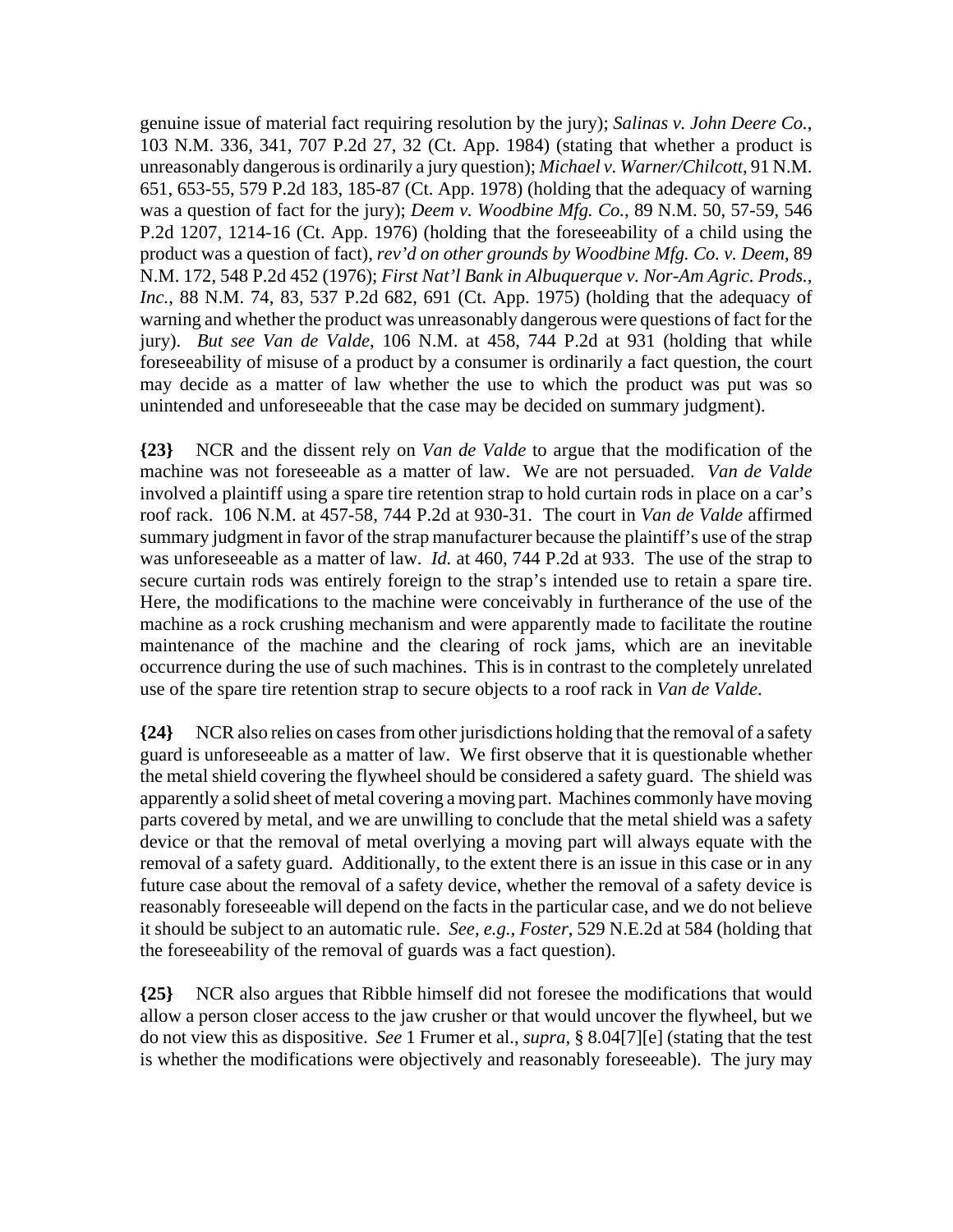genuine issue of material fact requiring resolution by the jury); *Salinas v. John Deere Co.*, 103 N.M. 336, 341, 707 P.2d 27, 32 (Ct. App. 1984) (stating that whether a product is unreasonably dangerous is ordinarily a jury question); *Michael v. Warner/Chilcott*, 91 N.M. 651, 653-55, 579 P.2d 183, 185-87 (Ct. App. 1978) (holding that the adequacy of warning was a question of fact for the jury); *Deem v. Woodbine Mfg. Co.*, 89 N.M. 50, 57-59, 546 P.2d 1207, 1214-16 (Ct. App. 1976) (holding that the foreseeability of a child using the product was a question of fact), *rev'd on other grounds by Woodbine Mfg. Co. v. Deem*, 89 N.M. 172, 548 P.2d 452 (1976); *First Nat'l Bank in Albuquerque v. Nor-Am Agric. Prods., Inc.*, 88 N.M. 74, 83, 537 P.2d 682, 691 (Ct. App. 1975) (holding that the adequacy of warning and whether the product was unreasonably dangerous were questions of fact for the jury). *But see Van de Valde*, 106 N.M. at 458, 744 P.2d at 931 (holding that while foreseeability of misuse of a product by a consumer is ordinarily a fact question, the court may decide as a matter of law whether the use to which the product was put was so unintended and unforeseeable that the case may be decided on summary judgment).

**{23}** NCR and the dissent rely on *Van de Valde* to argue that the modification of the machine was not foreseeable as a matter of law. We are not persuaded. *Van de Valde* involved a plaintiff using a spare tire retention strap to hold curtain rods in place on a car's roof rack. 106 N.M. at 457-58, 744 P.2d at 930-31. The court in *Van de Valde* affirmed summary judgment in favor of the strap manufacturer because the plaintiff's use of the strap was unforeseeable as a matter of law. *Id.* at 460, 744 P.2d at 933. The use of the strap to secure curtain rods was entirely foreign to the strap's intended use to retain a spare tire. Here, the modifications to the machine were conceivably in furtherance of the use of the machine as a rock crushing mechanism and were apparently made to facilitate the routine maintenance of the machine and the clearing of rock jams, which are an inevitable occurrence during the use of such machines. This is in contrast to the completely unrelated use of the spare tire retention strap to secure objects to a roof rack in *Van de Valde*.

**{24}** NCR also relies on cases from other jurisdictions holding that the removal of a safety guard is unforeseeable as a matter of law. We first observe that it is questionable whether the metal shield covering the flywheel should be considered a safety guard. The shield was apparently a solid sheet of metal covering a moving part. Machines commonly have moving parts covered by metal, and we are unwilling to conclude that the metal shield was a safety device or that the removal of metal overlying a moving part will always equate with the removal of a safety guard. Additionally, to the extent there is an issue in this case or in any future case about the removal of a safety device, whether the removal of a safety device is reasonably foreseeable will depend on the facts in the particular case, and we do not believe it should be subject to an automatic rule. *See, e.g., Foster*, 529 N.E.2d at 584 (holding that the foreseeability of the removal of guards was a fact question).

**{25}** NCR also argues that Ribble himself did not foresee the modifications that would allow a person closer access to the jaw crusher or that would uncover the flywheel, but we do not view this as dispositive. *See* 1 Frumer et al., *supra*, § 8.04[7][e] (stating that the test is whether the modifications were objectively and reasonably foreseeable). The jury may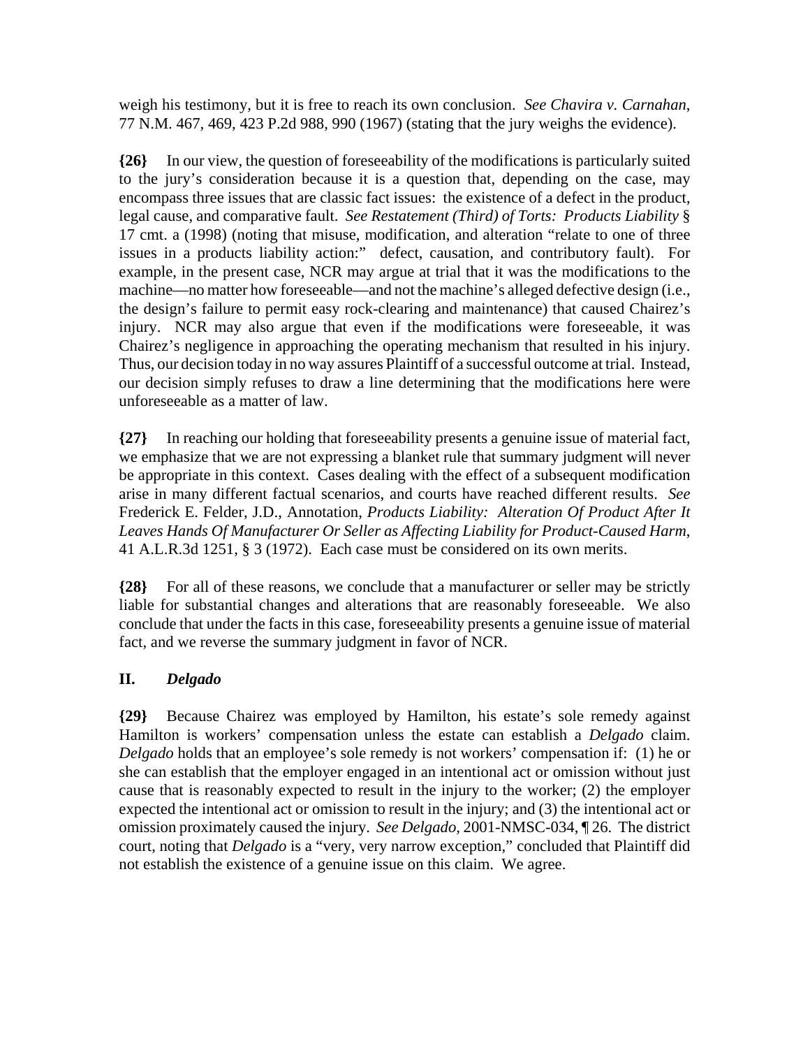weigh his testimony, but it is free to reach its own conclusion. *See Chavira v. Carnahan*, 77 N.M. 467, 469, 423 P.2d 988, 990 (1967) (stating that the jury weighs the evidence).

**{26}** In our view, the question of foreseeability of the modifications is particularly suited to the jury's consideration because it is a question that, depending on the case, may encompass three issues that are classic fact issues: the existence of a defect in the product, legal cause, and comparative fault. *See Restatement (Third) of Torts: Products Liability* § 17 cmt. a (1998) (noting that misuse, modification, and alteration "relate to one of three issues in a products liability action:" defect, causation, and contributory fault). For example, in the present case, NCR may argue at trial that it was the modifications to the machine—no matter how foreseeable—and not the machine's alleged defective design (i.e., the design's failure to permit easy rock-clearing and maintenance) that caused Chairez's injury. NCR may also argue that even if the modifications were foreseeable, it was Chairez's negligence in approaching the operating mechanism that resulted in his injury. Thus, our decision today in no way assures Plaintiff of a successful outcome at trial. Instead, our decision simply refuses to draw a line determining that the modifications here were unforeseeable as a matter of law.

**{27}** In reaching our holding that foreseeability presents a genuine issue of material fact, we emphasize that we are not expressing a blanket rule that summary judgment will never be appropriate in this context. Cases dealing with the effect of a subsequent modification arise in many different factual scenarios, and courts have reached different results. *See* Frederick E. Felder, J.D., Annotation, *Products Liability: Alteration Of Product After It Leaves Hands Of Manufacturer Or Seller as Affecting Liability for Product-Caused Harm*, 41 A.L.R.3d 1251, § 3 (1972). Each case must be considered on its own merits.

**{28}** For all of these reasons, we conclude that a manufacturer or seller may be strictly liable for substantial changes and alterations that are reasonably foreseeable. We also conclude that under the facts in this case, foreseeability presents a genuine issue of material fact, and we reverse the summary judgment in favor of NCR.

## II. *Delgado*

**{29}** Because Chairez was employed by Hamilton, his estate's sole remedy against Hamilton is workers' compensation unless the estate can establish a *Delgado* claim. *Delgado* holds that an employee's sole remedy is not workers' compensation if: (1) he or she can establish that the employer engaged in an intentional act or omission without just cause that is reasonably expected to result in the injury to the worker; (2) the employer expected the intentional act or omission to result in the injury; and (3) the intentional act or omission proximately caused the injury. *See Delgado*, 2001-NMSC-034, ¶ 26. The district court, noting that *Delgado* is a "very, very narrow exception," concluded that Plaintiff did not establish the existence of a genuine issue on this claim. We agree.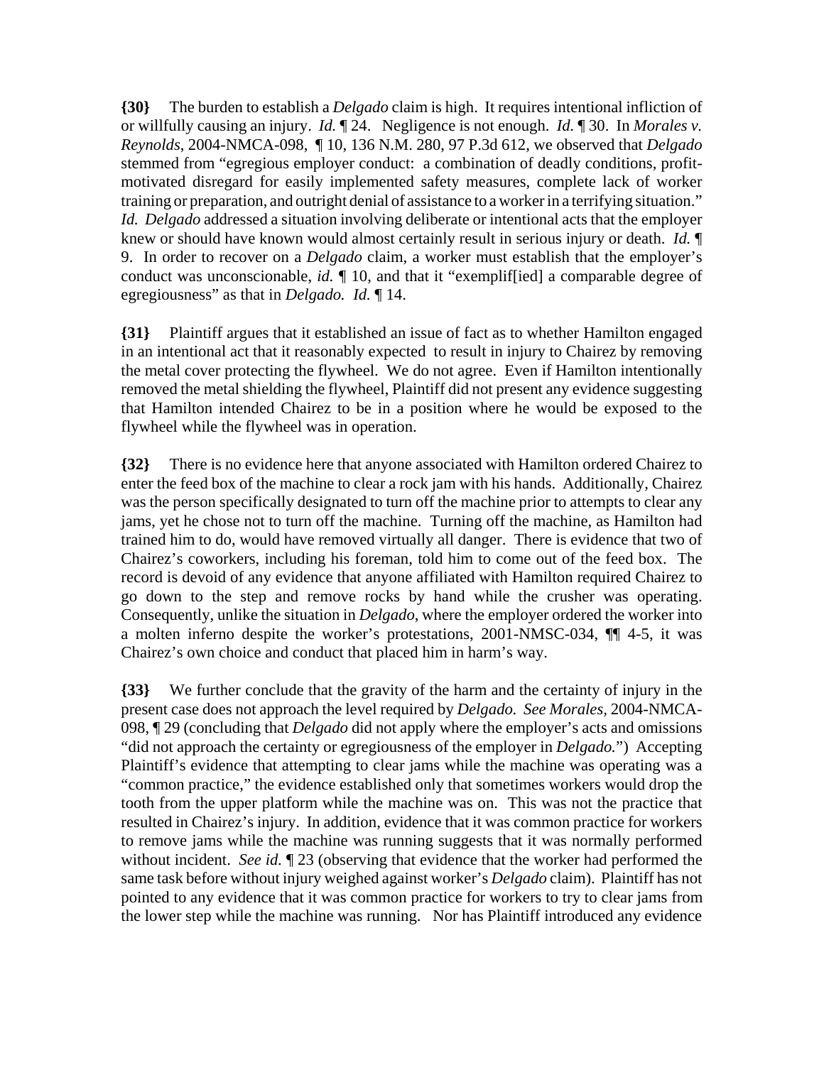**{30}** The burden to establish a *Delgado* claim is high. It requires intentional infliction of or willfully causing an injury. *Id.* ¶ 24. Negligence is not enough. *Id.* ¶ 30. In *Morales v. Reynolds*, 2004-NMCA-098, ¶ 10, 136 N.M. 280, 97 P.3d 612, we observed that *Delgado* stemmed from "egregious employer conduct: a combination of deadly conditions, profit-motivated disregard for easily implemented safety measures, complete lack of worker training or preparation, and outright denial of assistance to a worker in a terrifying situation." *Id. Delgado* addressed a situation involving deliberate or intentional acts that the employer knew or should have known would almost certainly result in serious injury or death. *Id.* ¶ 9. In order to recover on a *Delgado* claim, a worker must establish that the employer's conduct was unconscionable, *id.* ¶ 10, and that it "exemplif[ied] a comparable degree of egregiousness" as that in *Delgado. Id.* ¶ 14.

**{31}** Plaintiff argues that it established an issue of fact as to whether Hamilton engaged in an intentional act that it reasonably expected to result in injury to Chairez by removing the metal cover protecting the flywheel. We do not agree. Even if Hamilton intentionally removed the metal shielding the flywheel, Plaintiff did not present any evidence suggesting that Hamilton intended Chairez to be in a position where he would be exposed to the flywheel while the flywheel was in operation.

**{32}** There is no evidence here that anyone associated with Hamilton ordered Chairez to enter the feed box of the machine to clear a rock jam with his hands. Additionally, Chairez was the person specifically designated to turn off the machine prior to attempts to clear any jams, yet he chose not to turn off the machine. Turning off the machine, as Hamilton had trained him to do, would have removed virtually all danger. There is evidence that two of Chairez's coworkers, including his foreman, told him to come out of the feed box. The record is devoid of any evidence that anyone affiliated with Hamilton required Chairez to go down to the step and remove rocks by hand while the crusher was operating. Consequently, unlike the situation in *Delgado*, where the employer ordered the worker into a molten inferno despite the worker's protestations, 2001-NMSC-034, ¶¶ 4-5, it was Chairez's own choice and conduct that placed him in harm's way.

**{33}** We further conclude that the gravity of the harm and the certainty of injury in the present case does not approach the level required by *Delgado. See Morales*, 2004-NMCA-098, ¶ 29 (concluding that *Delgado* did not apply where the employer's acts and omissions "did not approach the certainty or egregiousness of the employer in *Delgado.*") Accepting Plaintiff's evidence that attempting to clear jams while the machine was operating was a "common practice," the evidence established only that sometimes workers would drop the tooth from the upper platform while the machine was on. This was not the practice that resulted in Chairez's injury. In addition, evidence that it was common practice for workers to remove jams while the machine was running suggests that it was normally performed without incident. *See id.* ¶ 23 (observing that evidence that the worker had performed the same task before without injury weighed against worker's *Delgado* claim). Plaintiff has not pointed to any evidence that it was common practice for workers to try to clear jams from the lower step while the machine was running. Nor has Plaintiff introduced any evidence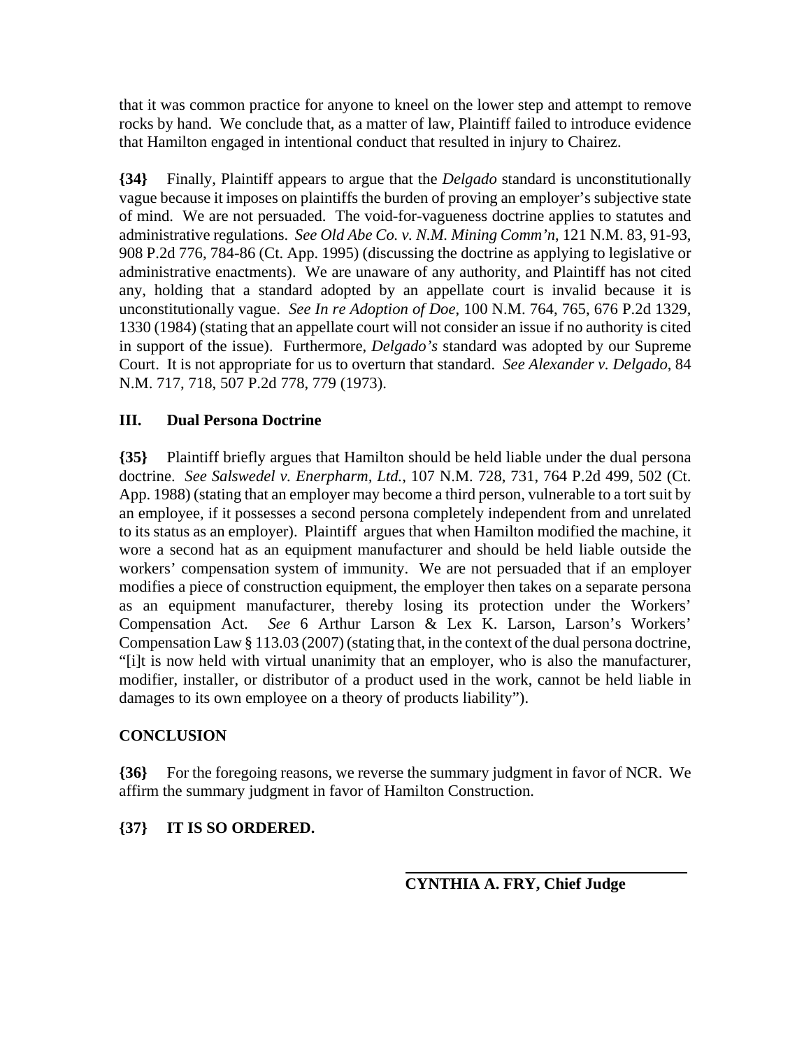that it was common practice for anyone to kneel on the lower step and attempt to remove rocks by hand. We conclude that, as a matter of law, Plaintiff failed to introduce evidence that Hamilton engaged in intentional conduct that resulted in injury to Chairez.

**{34}** Finally, Plaintiff appears to argue that the *Delgado* standard is unconstitutionally vague because it imposes on plaintiffs the burden of proving an employer's subjective state of mind. We are not persuaded. The void-for-vagueness doctrine applies to statutes and administrative regulations. *See Old Abe Co. v. N.M. Mining Comm'n*, 121 N.M. 83, 91-93, 908 P.2d 776, 784-86 (Ct. App. 1995) (discussing the doctrine as applying to legislative or administrative enactments). We are unaware of any authority, and Plaintiff has not cited any, holding that a standard adopted by an appellate court is invalid because it is unconstitutionally vague. *See In re Adoption of Doe*, 100 N.M. 764, 765, 676 P.2d 1329, 1330 (1984) (stating that an appellate court will not consider an issue if no authority is cited in support of the issue). Furthermore, *Delgado's* standard was adopted by our Supreme Court. It is not appropriate for us to overturn that standard. *See Alexander v. Delgado*, 84 N.M. 717, 718, 507 P.2d 778, 779 (1973).

## III. Dual Persona Doctrine

**{35}** Plaintiff briefly argues that Hamilton should be held liable under the dual persona doctrine. *See Salswedel v. Enerpharm, Ltd.*, 107 N.M. 728, 731, 764 P.2d 499, 502 (Ct. App. 1988) (stating that an employer may become a third person, vulnerable to a tort suit by an employee, if it possesses a second persona completely independent from and unrelated to its status as an employer). Plaintiff argues that when Hamilton modified the machine, it wore a second hat as an equipment manufacturer and should be held liable outside the workers' compensation system of immunity. We are not persuaded that if an employer modifies a piece of construction equipment, the employer then takes on a separate persona as an equipment manufacturer, thereby losing its protection under the Workers' Compensation Act. *See* 6 Arthur Larson & Lex K. Larson, Larson's Workers' Compensation Law § 113.03 (2007) (stating that, in the context of the dual persona doctrine, "[i]t is now held with virtual unanimity that an employer, who is also the manufacturer, modifier, installer, or distributor of a product used in the work, cannot be held liable in damages to its own employee on a theory of products liability").

## CONCLUSION

**{36}** For the foregoing reasons, we reverse the summary judgment in favor of NCR. We affirm the summary judgment in favor of Hamilton Construction.

**{37} IT IS SO ORDERED.**

**CYNTHIA A. FRY, Chief Judge**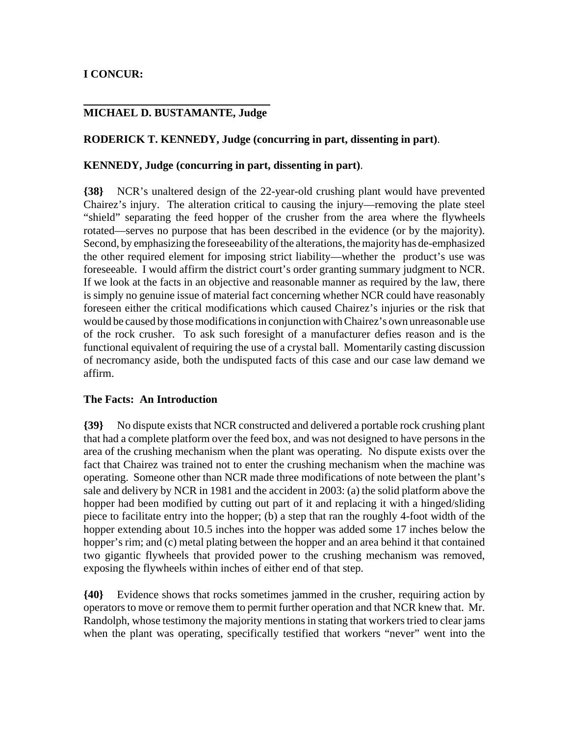**I CONCUR:**

---

**MICHAEL D. BUSTAMANTE, Judge**

**RODERICK T. KENNEDY, Judge (concurring in part, dissenting in part)**.

**KENNEDY, Judge (concurring in part, dissenting in part)**.

**{38}** NCR's unaltered design of the 22-year-old crushing plant would have prevented Chairez's injury. The alteration critical to causing the injury—removing the plate steel "shield" separating the feed hopper of the crusher from the area where the flywheels rotated—serves no purpose that has been described in the evidence (or by the majority). Second, by emphasizing the foreseeability of the alterations, the majority has de-emphasized the other required element for imposing strict liability—whether the product's use was foreseeable. I would affirm the district court's order granting summary judgment to NCR. If we look at the facts in an objective and reasonable manner as required by the law, there is simply no genuine issue of material fact concerning whether NCR could have reasonably foreseen either the critical modifications which caused Chairez's injuries or the risk that would be caused by those modifications in conjunction with Chairez's own unreasonable use of the rock crusher. To ask such foresight of a manufacturer defies reason and is the functional equivalent of requiring the use of a crystal ball. Momentarily casting discussion of necromancy aside, both the undisputed facts of this case and our case law demand we affirm.

**The Facts: An Introduction**

**{39}** No dispute exists that NCR constructed and delivered a portable rock crushing plant that had a complete platform over the feed box, and was not designed to have persons in the area of the crushing mechanism when the plant was operating. No dispute exists over the fact that Chairez was trained not to enter the crushing mechanism when the machine was operating. Someone other than NCR made three modifications of note between the plant's sale and delivery by NCR in 1981 and the accident in 2003: (a) the solid platform above the hopper had been modified by cutting out part of it and replacing it with a hinged/sliding piece to facilitate entry into the hopper; (b) a step that ran the roughly 4-foot width of the hopper extending about 10.5 inches into the hopper was added some 17 inches below the hopper's rim; and (c) metal plating between the hopper and an area behind it that contained two gigantic flywheels that provided power to the crushing mechanism was removed, exposing the flywheels within inches of either end of that step.

**{40}** Evidence shows that rocks sometimes jammed in the crusher, requiring action by operators to move or remove them to permit further operation and that NCR knew that. Mr. Randolph, whose testimony the majority mentions in stating that workers tried to clear jams when the plant was operating, specifically testified that workers "never" went into the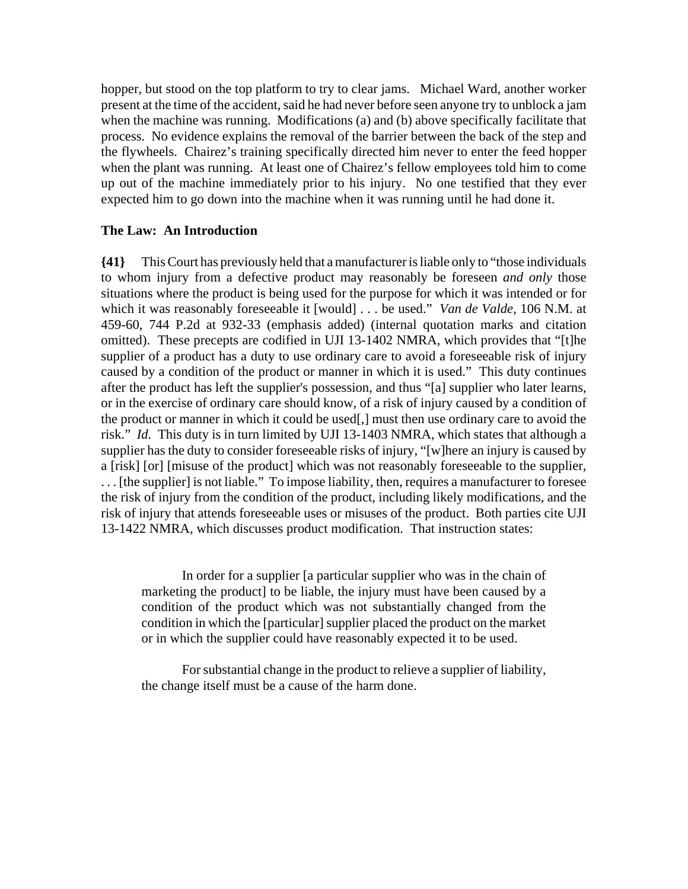hopper, but stood on the top platform to try to clear jams. Michael Ward, another worker present at the time of the accident, said he had never before seen anyone try to unblock a jam when the machine was running. Modifications (a) and (b) above specifically facilitate that process. No evidence explains the removal of the barrier between the back of the step and the flywheels. Chairez's training specifically directed him never to enter the feed hopper when the plant was running. At least one of Chairez's fellow employees told him to come up out of the machine immediately prior to his injury. No one testified that they ever expected him to go down into the machine when it was running until he had done it.

### The Law: An Introduction

**{41}** This Court has previously held that a manufacturer is liable only to "those individuals to whom injury from a defective product may reasonably be foreseen *and only* those situations where the product is being used for the purpose for which it was intended or for which it was reasonably foreseeable it [would] . . . be used." *Van de Valde,* 106 N.M. at 459-60, 744 P.2d at 932-33 (emphasis added) (internal quotation marks and citation omitted). These precepts are codified in UJI 13-1402 NMRA, which provides that "[t]he supplier of a product has a duty to use ordinary care to avoid a foreseeable risk of injury caused by a condition of the product or manner in which it is used." This duty continues after the product has left the supplier's possession, and thus "[a] supplier who later learns, or in the exercise of ordinary care should know, of a risk of injury caused by a condition of the product or manner in which it could be used[,] must then use ordinary care to avoid the risk." *Id.* This duty is in turn limited by UJI 13-1403 NMRA, which states that although a supplier has the duty to consider foreseeable risks of injury, "[w]here an injury is caused by a [risk] [or] [misuse of the product] which was not reasonably foreseeable to the supplier, . . . [the supplier] is not liable." To impose liability, then, requires a manufacturer to foresee the risk of injury from the condition of the product, including likely modifications, and the risk of injury that attends foreseeable uses or misuses of the product. Both parties cite UJI 13-1422 NMRA, which discusses product modification. That instruction states:

> In order for a supplier [a particular supplier who was in the chain of marketing the product] to be liable, the injury must have been caused by a condition of the product which was not substantially changed from the condition in which the [particular] supplier placed the product on the market or in which the supplier could have reasonably expected it to be used.
>
> For substantial change in the product to relieve a supplier of liability, the change itself must be a cause of the harm done.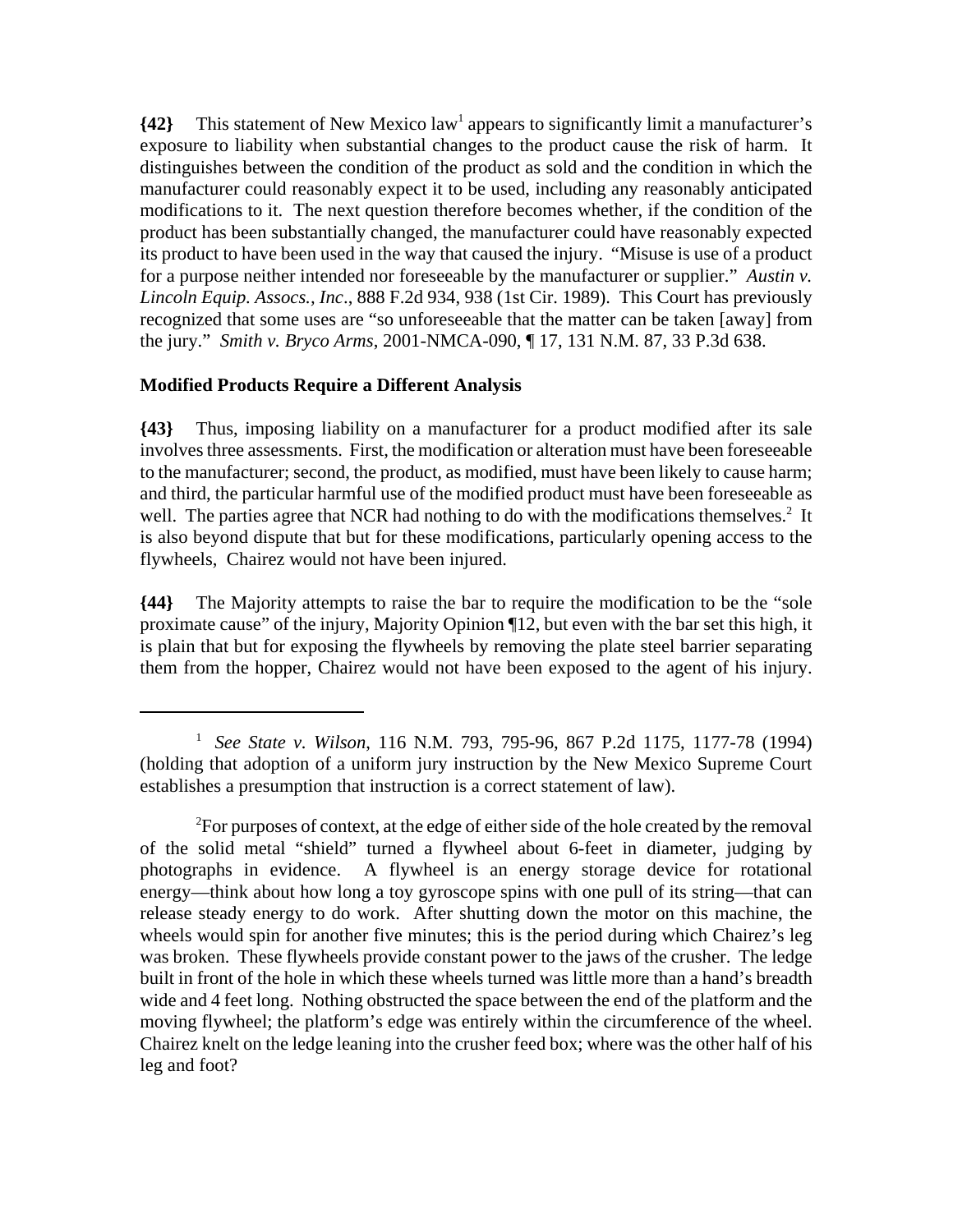**{42}** This statement of New Mexico law[1] appears to significantly limit a manufacturer's exposure to liability when substantial changes to the product cause the risk of harm. It distinguishes between the condition of the product as sold and the condition in which the manufacturer could reasonably expect it to be used, including any reasonably anticipated modifications to it. The next question therefore becomes whether, if the condition of the product has been substantially changed, the manufacturer could have reasonably expected its product to have been used in the way that caused the injury. "Misuse is use of a product for a purpose neither intended nor foreseeable by the manufacturer or supplier." *Austin v. Lincoln Equip. Assocs., Inc*., 888 F.2d 934, 938 (1st Cir. 1989). This Court has previously recognized that some uses are "so unforeseeable that the matter can be taken [away] from the jury." *Smith v. Bryco Arms*, 2001-NMCA-090, ¶ 17, 131 N.M. 87, 33 P.3d 638.

**Modified Products Require a Different Analysis**

**{43}** Thus, imposing liability on a manufacturer for a product modified after its sale involves three assessments. First, the modification or alteration must have been foreseeable to the manufacturer; second, the product, as modified, must have been likely to cause harm; and third, the particular harmful use of the modified product must have been foreseeable as well. The parties agree that NCR had nothing to do with the modifications themselves.[2] It is also beyond dispute that but for these modifications, particularly opening access to the flywheels, Chairez would not have been injured.

**{44}** The Majority attempts to raise the bar to require the modification to be the "sole proximate cause" of the injury, Majority Opinion ¶12, but even with the bar set this high, it is plain that but for exposing the flywheels by removing the plate steel barrier separating them from the hopper, Chairez would not have been exposed to the agent of his injury.

---

[1] *See State v. Wilson*, 116 N.M. 793, 795-96, 867 P.2d 1175, 1177-78 (1994) (holding that adoption of a uniform jury instruction by the New Mexico Supreme Court establishes a presumption that instruction is a correct statement of law).

[2] For purposes of context, at the edge of either side of the hole created by the removal of the solid metal "shield" turned a flywheel about 6-feet in diameter, judging by photographs in evidence. A flywheel is an energy storage device for rotational energy—think about how long a toy gyroscope spins with one pull of its string—that can release steady energy to do work. After shutting down the motor on this machine, the wheels would spin for another five minutes; this is the period during which Chairez's leg was broken. These flywheels provide constant power to the jaws of the crusher. The ledge built in front of the hole in which these wheels turned was little more than a hand's breadth wide and 4 feet long. Nothing obstructed the space between the end of the platform and the moving flywheel; the platform's edge was entirely within the circumference of the wheel. Chairez knelt on the ledge leaning into the crusher feed box; where was the other half of his leg and foot?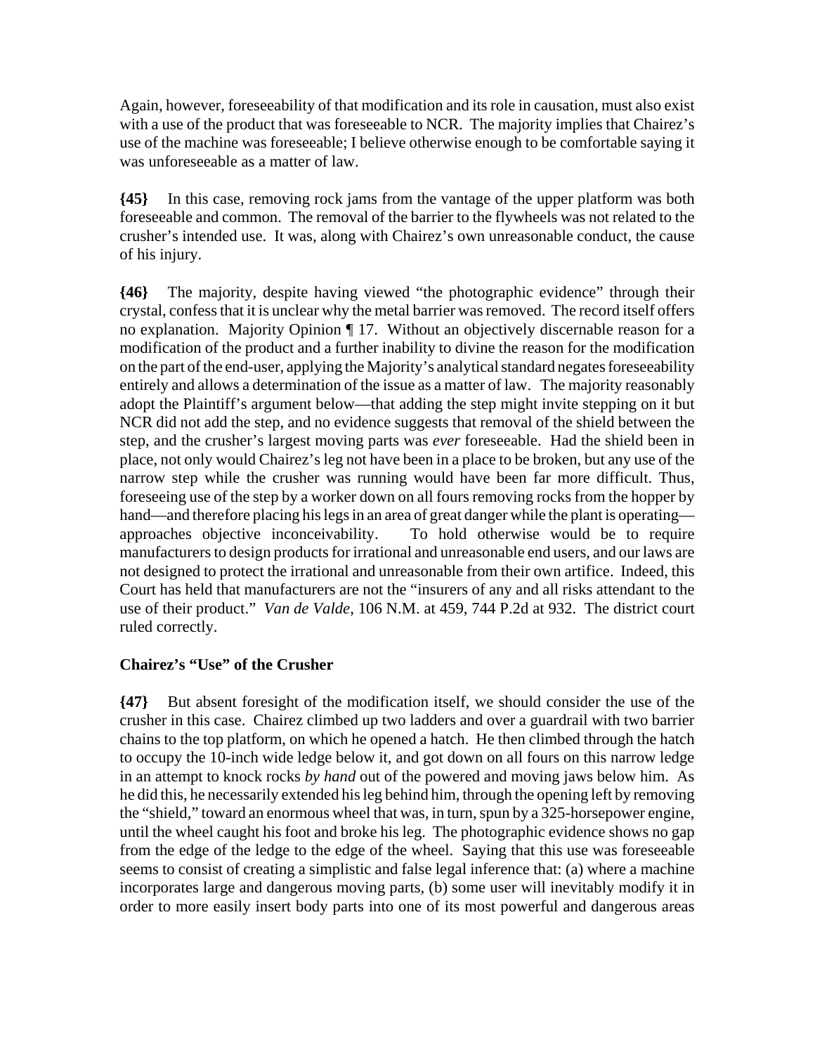Again, however, foreseeability of that modification and its role in causation, must also exist with a use of the product that was foreseeable to NCR. The majority implies that Chairez's use of the machine was foreseeable; I believe otherwise enough to be comfortable saying it was unforeseeable as a matter of law.

**{45}** In this case, removing rock jams from the vantage of the upper platform was both foreseeable and common. The removal of the barrier to the flywheels was not related to the crusher's intended use. It was, along with Chairez's own unreasonable conduct, the cause of his injury.

**{46}** The majority, despite having viewed "the photographic evidence" through their crystal, confess that it is unclear why the metal barrier was removed. The record itself offers no explanation. Majority Opinion ¶ 17. Without an objectively discernable reason for a modification of the product and a further inability to divine the reason for the modification on the part of the end-user, applying the Majority's analytical standard negates foreseeability entirely and allows a determination of the issue as a matter of law. The majority reasonably adopt the Plaintiff's argument below—that adding the step might invite stepping on it but NCR did not add the step, and no evidence suggests that removal of the shield between the step, and the crusher's largest moving parts was *ever* foreseeable. Had the shield been in place, not only would Chairez's leg not have been in a place to be broken, but any use of the narrow step while the crusher was running would have been far more difficult. Thus, foreseeing use of the step by a worker down on all fours removing rocks from the hopper by hand—and therefore placing his legs in an area of great danger while the plant is operating—approaches objective inconceivability. To hold otherwise would be to require manufacturers to design products for irrational and unreasonable end users, and our laws are not designed to protect the irrational and unreasonable from their own artifice. Indeed, this Court has held that manufacturers are not the "insurers of any and all risks attendant to the use of their product." *Van de Valde*, 106 N.M. at 459, 744 P.2d at 932. The district court ruled correctly.

### Chairez's "Use" of the Crusher

**{47}** But absent foresight of the modification itself, we should consider the use of the crusher in this case. Chairez climbed up two ladders and over a guardrail with two barrier chains to the top platform, on which he opened a hatch. He then climbed through the hatch to occupy the 10-inch wide ledge below it, and got down on all fours on this narrow ledge in an attempt to knock rocks *by hand* out of the powered and moving jaws below him. As he did this, he necessarily extended his leg behind him, through the opening left by removing the "shield," toward an enormous wheel that was, in turn, spun by a 325-horsepower engine, until the wheel caught his foot and broke his leg. The photographic evidence shows no gap from the edge of the ledge to the edge of the wheel. Saying that this use was foreseeable seems to consist of creating a simplistic and false legal inference that: (a) where a machine incorporates large and dangerous moving parts, (b) some user will inevitably modify it in order to more easily insert body parts into one of its most powerful and dangerous areas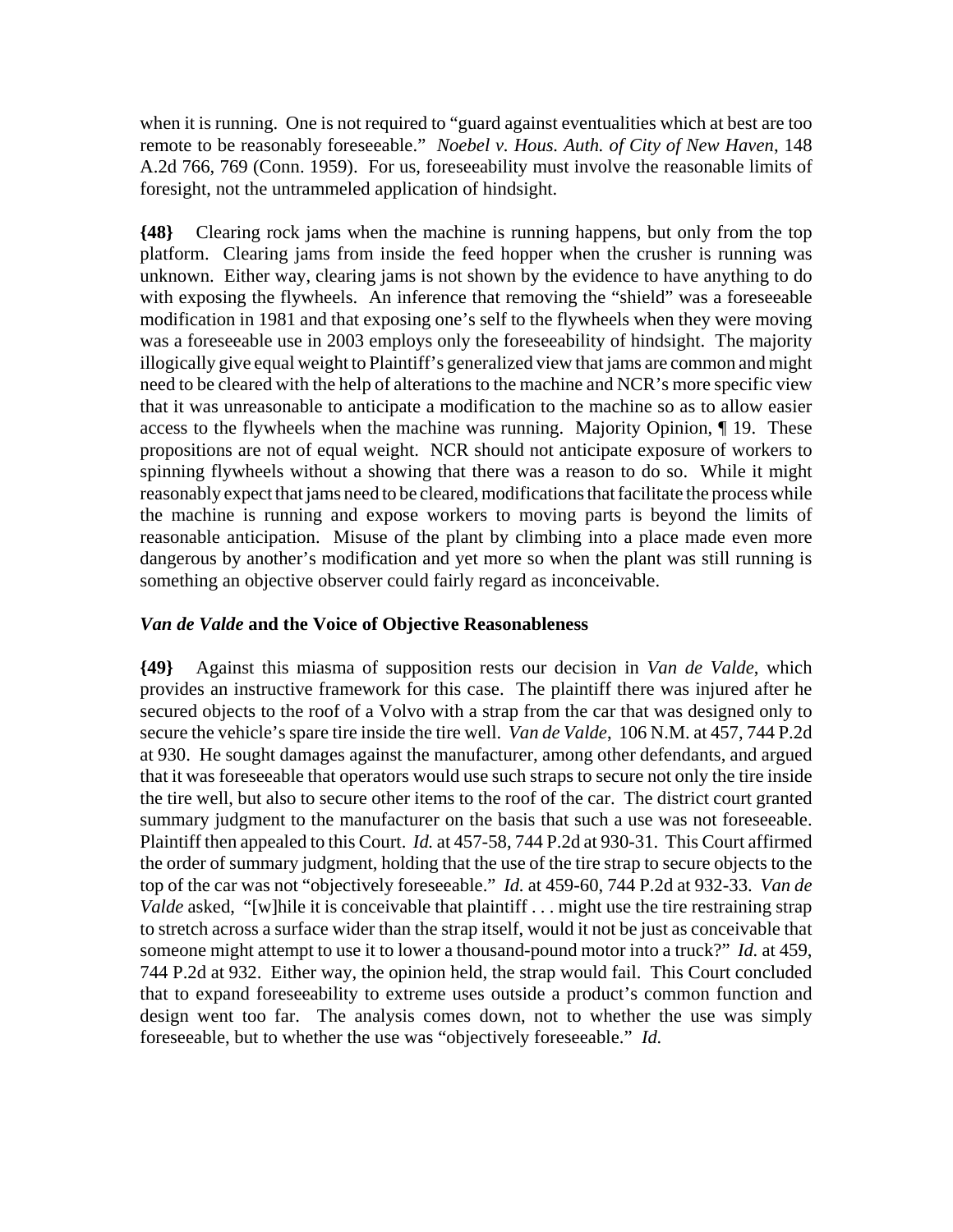when it is running. One is not required to "guard against eventualities which at best are too remote to be reasonably foreseeable." *Noebel v. Hous. Auth. of City of New Haven*, 148 A.2d 766, 769 (Conn. 1959). For us, foreseeability must involve the reasonable limits of foresight, not the untrammeled application of hindsight.

**{48}** Clearing rock jams when the machine is running happens, but only from the top platform. Clearing jams from inside the feed hopper when the crusher is running was unknown. Either way, clearing jams is not shown by the evidence to have anything to do with exposing the flywheels. An inference that removing the "shield" was a foreseeable modification in 1981 and that exposing one's self to the flywheels when they were moving was a foreseeable use in 2003 employs only the foreseeability of hindsight. The majority illogically give equal weight to Plaintiff's generalized view that jams are common and might need to be cleared with the help of alterations to the machine and NCR's more specific view that it was unreasonable to anticipate a modification to the machine so as to allow easier access to the flywheels when the machine was running. Majority Opinion, ¶ 19. These propositions are not of equal weight. NCR should not anticipate exposure of workers to spinning flywheels without a showing that there was a reason to do so. While it might reasonably expect that jams need to be cleared, modifications that facilitate the process while the machine is running and expose workers to moving parts is beyond the limits of reasonable anticipation. Misuse of the plant by climbing into a place made even more dangerous by another's modification and yet more so when the plant was still running is something an objective observer could fairly regard as inconceivable.

### *Van de Valde* and the Voice of Objective Reasonableness

**{49}** Against this miasma of supposition rests our decision in *Van de Valde*, which provides an instructive framework for this case. The plaintiff there was injured after he secured objects to the roof of a Volvo with a strap from the car that was designed only to secure the vehicle's spare tire inside the tire well. *Van de Valde*, 106 N.M. at 457, 744 P.2d at 930. He sought damages against the manufacturer, among other defendants, and argued that it was foreseeable that operators would use such straps to secure not only the tire inside the tire well, but also to secure other items to the roof of the car. The district court granted summary judgment to the manufacturer on the basis that such a use was not foreseeable. Plaintiff then appealed to this Court. *Id.* at 457-58, 744 P.2d at 930-31. This Court affirmed the order of summary judgment, holding that the use of the tire strap to secure objects to the top of the car was not "objectively foreseeable." *Id.* at 459-60, 744 P.2d at 932-33. *Van de Valde* asked, "[w]hile it is conceivable that plaintiff . . . might use the tire restraining strap to stretch across a surface wider than the strap itself, would it not be just as conceivable that someone might attempt to use it to lower a thousand-pound motor into a truck?" *Id.* at 459, 744 P.2d at 932. Either way, the opinion held, the strap would fail. This Court concluded that to expand foreseeability to extreme uses outside a product's common function and design went too far. The analysis comes down, not to whether the use was simply foreseeable, but to whether the use was "objectively foreseeable." *Id.*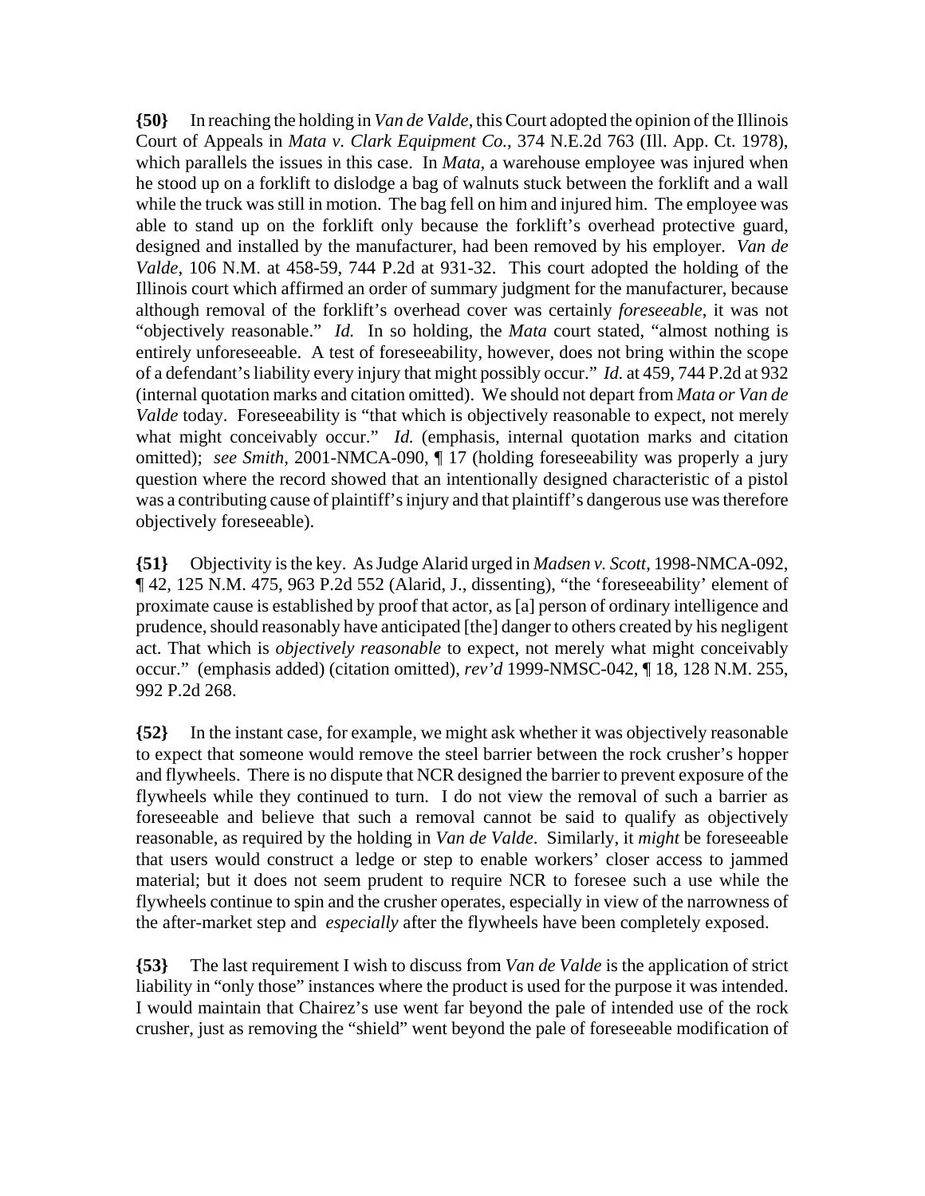**{50}** In reaching the holding in *Van de Valde*, this Court adopted the opinion of the Illinois Court of Appeals in *Mata v. Clark Equipment Co.*, 374 N.E.2d 763 (Ill. App. Ct. 1978), which parallels the issues in this case. In *Mata*, a warehouse employee was injured when he stood up on a forklift to dislodge a bag of walnuts stuck between the forklift and a wall while the truck was still in motion. The bag fell on him and injured him. The employee was able to stand up on the forklift only because the forklift's overhead protective guard, designed and installed by the manufacturer, had been removed by his employer. *Van de Valde*, 106 N.M. at 458-59, 744 P.2d at 931-32. This court adopted the holding of the Illinois court which affirmed an order of summary judgment for the manufacturer, because although removal of the forklift's overhead cover was certainly *foreseeable*, it was not "objectively reasonable." *Id.* In so holding, the *Mata* court stated, "almost nothing is entirely unforeseeable. A test of foreseeability, however, does not bring within the scope of a defendant's liability every injury that might possibly occur." *Id.* at 459, 744 P.2d at 932 (internal quotation marks and citation omitted). We should not depart from *Mata or Van de Valde* today. Foreseeability is "that which is objectively reasonable to expect, not merely what might conceivably occur." *Id.* (emphasis, internal quotation marks and citation omitted); *see Smith*, 2001-NMCA-090, ¶ 17 (holding foreseeability was properly a jury question where the record showed that an intentionally designed characteristic of a pistol was a contributing cause of plaintiff's injury and that plaintiff's dangerous use was therefore objectively foreseeable).

**{51}** Objectivity is the key. As Judge Alarid urged in *Madsen v. Scott*, 1998-NMCA-092, ¶ 42, 125 N.M. 475, 963 P.2d 552 (Alarid, J., dissenting), "the 'foreseeability' element of proximate cause is established by proof that actor, as [a] person of ordinary intelligence and prudence, should reasonably have anticipated [the] danger to others created by his negligent act. That which is *objectively reasonable* to expect, not merely what might conceivably occur." (emphasis added) (citation omitted), *rev'd* 1999-NMSC-042, ¶ 18, 128 N.M. 255, 992 P.2d 268.

**{52}** In the instant case, for example, we might ask whether it was objectively reasonable to expect that someone would remove the steel barrier between the rock crusher's hopper and flywheels. There is no dispute that NCR designed the barrier to prevent exposure of the flywheels while they continued to turn. I do not view the removal of such a barrier as foreseeable and believe that such a removal cannot be said to qualify as objectively reasonable, as required by the holding in *Van de Valde*. Similarly, it *might* be foreseeable that users would construct a ledge or step to enable workers' closer access to jammed material; but it does not seem prudent to require NCR to foresee such a use while the flywheels continue to spin and the crusher operates, especially in view of the narrowness of the after-market step and *especially* after the flywheels have been completely exposed.

**{53}** The last requirement I wish to discuss from *Van de Valde* is the application of strict liability in "only those" instances where the product is used for the purpose it was intended. I would maintain that Chairez's use went far beyond the pale of intended use of the rock crusher, just as removing the "shield" went beyond the pale of foreseeable modification of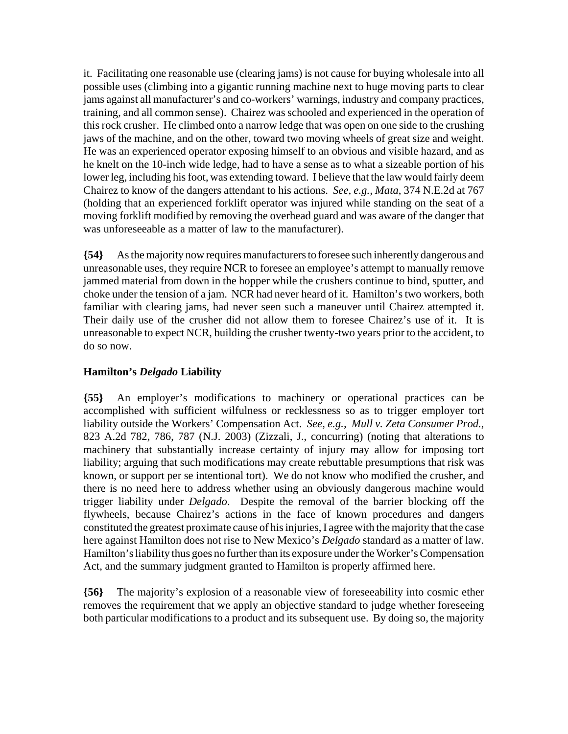it. Facilitating one reasonable use (clearing jams) is not cause for buying wholesale into all possible uses (climbing into a gigantic running machine next to huge moving parts to clear jams against all manufacturer's and co-workers' warnings, industry and company practices, training, and all common sense). Chairez was schooled and experienced in the operation of this rock crusher. He climbed onto a narrow ledge that was open on one side to the crushing jaws of the machine, and on the other, toward two moving wheels of great size and weight. He was an experienced operator exposing himself to an obvious and visible hazard, and as he knelt on the 10-inch wide ledge, had to have a sense as to what a sizeable portion of his lower leg, including his foot, was extending toward. I believe that the law would fairly deem Chairez to know of the dangers attendant to his actions. *See, e.g., Mata*, 374 N.E.2d at 767 (holding that an experienced forklift operator was injured while standing on the seat of a moving forklift modified by removing the overhead guard and was aware of the danger that was unforeseeable as a matter of law to the manufacturer).

**{54}** As the majority now requires manufacturers to foresee such inherently dangerous and unreasonable uses, they require NCR to foresee an employee's attempt to manually remove jammed material from down in the hopper while the crushers continue to bind, sputter, and choke under the tension of a jam. NCR had never heard of it. Hamilton's two workers, both familiar with clearing jams, had never seen such a maneuver until Chairez attempted it. Their daily use of the crusher did not allow them to foresee Chairez's use of it. It is unreasonable to expect NCR, building the crusher twenty-two years prior to the accident, to do so now.

**Hamilton's *Delgado* Liability**

**{55}** An employer's modifications to machinery or operational practices can be accomplished with sufficient wilfulness or recklessness so as to trigger employer tort liability outside the Workers' Compensation Act. *See, e.g., Mull v. Zeta Consumer Prod.*, 823 A.2d 782, 786, 787 (N.J. 2003) (Zizzali, J., concurring) (noting that alterations to machinery that substantially increase certainty of injury may allow for imposing tort liability; arguing that such modifications may create rebuttable presumptions that risk was known, or support per se intentional tort). We do not know who modified the crusher, and there is no need here to address whether using an obviously dangerous machine would trigger liability under *Delgado*. Despite the removal of the barrier blocking off the flywheels, because Chairez's actions in the face of known procedures and dangers constituted the greatest proximate cause of his injuries, I agree with the majority that the case here against Hamilton does not rise to New Mexico's *Delgado* standard as a matter of law. Hamilton's liability thus goes no further than its exposure under the Worker's Compensation Act, and the summary judgment granted to Hamilton is properly affirmed here.

**{56}** The majority's explosion of a reasonable view of foreseeability into cosmic ether removes the requirement that we apply an objective standard to judge whether foreseeing both particular modifications to a product and its subsequent use. By doing so, the majority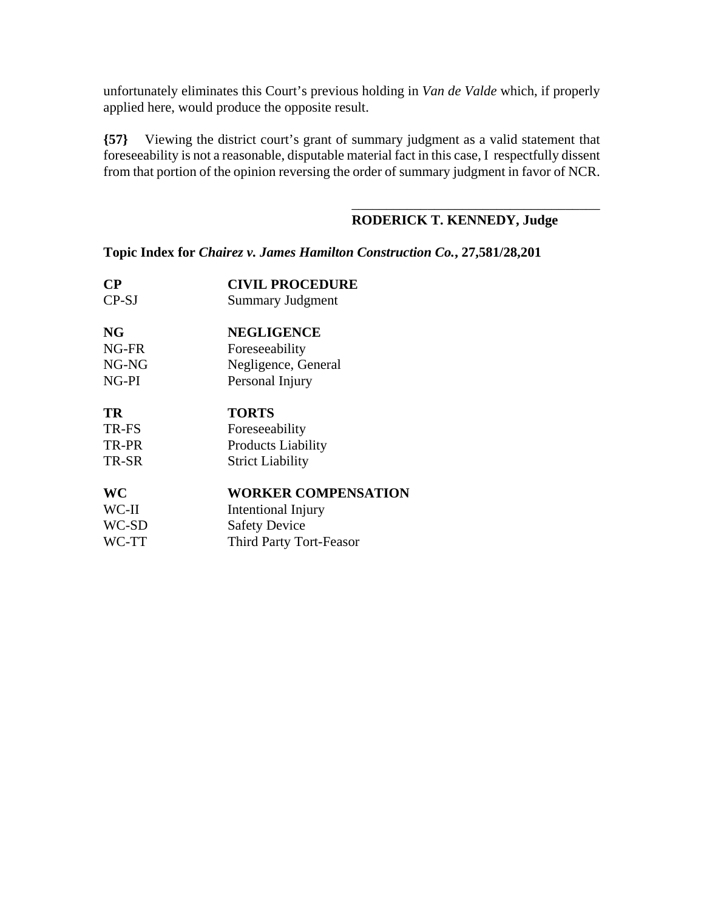unfortunately eliminates this Court's previous holding in *Van de Valde* which, if properly applied here, would produce the opposite result.

**{57}** Viewing the district court's grant of summary judgment as a valid statement that foreseeability is not a reasonable, disputable material fact in this case, I respectfully dissent from that portion of the opinion reversing the order of summary judgment in favor of NCR.

\_\_\_\_\_\_\_\_\_\_\_\_\_\_\_\_\_\_\_\_\_\_\_\_\_\_\_\_\_\_\_\_\_\_\_\_

**RODERICK T. KENNEDY, Judge**

**Topic Index for *Chairez v. James Hamilton Construction Co.*, 27,581/28,201**

| | |
|---|---|
| **CP** | **CIVIL PROCEDURE** |
| CP-SJ | Summary Judgment |
| | |
| **NG** | **NEGLIGENCE** |
| NG-FR | Foreseeability |
| NG-NG | Negligence, General |
| NG-PI | Personal Injury |
| | |
| **TR** | **TORTS** |
| TR-FS | Foreseeability |
| TR-PR | Products Liability |
| TR-SR | Strict Liability |
| | |
| **WC** | **WORKER COMPENSATION** |
| WC-II | Intentional Injury |
| WC-SD | Safety Device |
| WC-TT | Third Party Tort-Feasor |